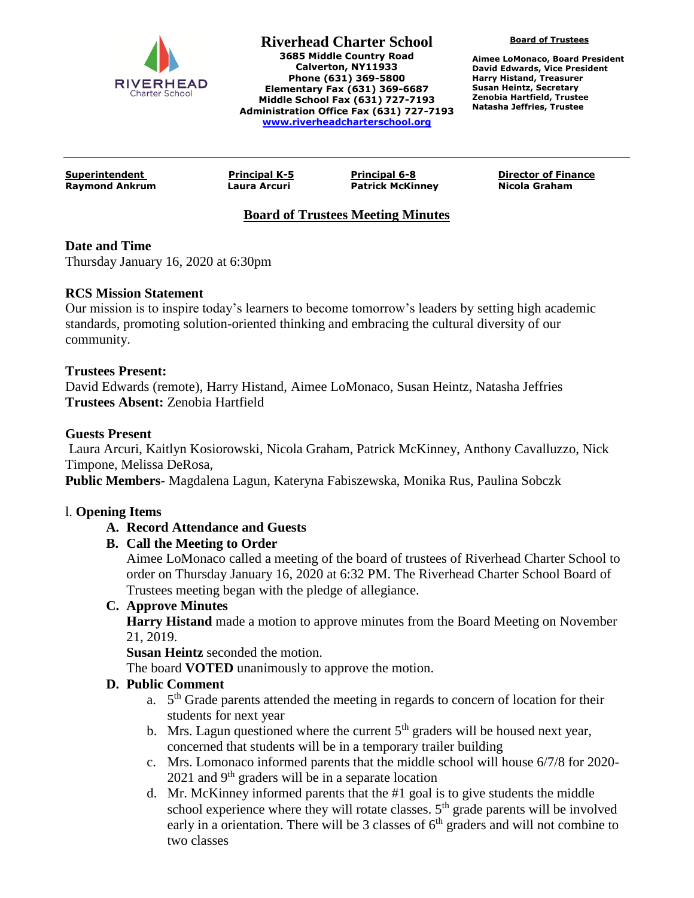# Riverhead Charter School

**3685 Middle Country Road**
**Calverton, NY11933**
**Phone (631) 369-5800**
**Elementary Fax (631) 369-6687**
**Middle School Fax (631) 727-7193**
**Administration Office Fax (631) 727-7193**
**www.riverheadcharterschool.org**

**Board of Trustees**

**Aimee LoMonaco, Board President**
**David Edwards, Vice President**
**Harry Histand, Treasurer**
**Susan Heintz, Secretary**
**Zenobia Hartfield, Trustee**
**Natasha Jeffries, Trustee**

| **Superintendent** | **Principal K-5** | **Principal 6-8** | **Director of Finance** |
|---|---|---|---|
| **Raymond Ankrum** | **Laura Arcuri** | **Patrick McKinney** | **Nicola Graham** |

## Board of Trustees Meeting Minutes

**Date and Time**
Thursday January 16, 2020 at 6:30pm

**RCS Mission Statement**
Our mission is to inspire today's learners to become tomorrow's leaders by setting high academic standards, promoting solution-oriented thinking and embracing the cultural diversity of our community.

**Trustees Present:**
David Edwards (remote), Harry Histand, Aimee LoMonaco, Susan Heintz, Natasha Jeffries
**Trustees Absent:** Zenobia Hartfield

**Guests Present**
Laura Arcuri, Kaitlyn Kosiorowski, Nicola Graham, Patrick McKinney, Anthony Cavalluzzo, Nick Timpone, Melissa DeRosa,
**Public Members**- Magdalena Lagun, Kateryna Fabiszewska, Monika Rus, Paulina Sobczk

I. **Opening Items**

A. **Record Attendance and Guests**

B. **Call the Meeting to Order**
Aimee LoMonaco called a meeting of the board of trustees of Riverhead Charter School to order on Thursday January 16, 2020 at 6:32 PM. The Riverhead Charter School Board of Trustees meeting began with the pledge of allegiance.

C. **Approve Minutes**
**Harry Histand** made a motion to approve minutes from the Board Meeting on November 21, 2019.
**Susan Heintz** seconded the motion.
The board **VOTED** unanimously to approve the motion.

D. **Public Comment**
a. 5th Grade parents attended the meeting in regards to concern of location for their students for next year
b. Mrs. Lagun questioned where the current 5th graders will be housed next year, concerned that students will be in a temporary trailer building
c. Mrs. Lomonaco informed parents that the middle school will house 6/7/8 for 2020-2021 and 9th graders will be in a separate location
d. Mr. McKinney informed parents that the #1 goal is to give students the middle school experience where they will rotate classes. 5th grade parents will be involved early in a orientation. There will be 3 classes of 6th graders and will not combine to two classes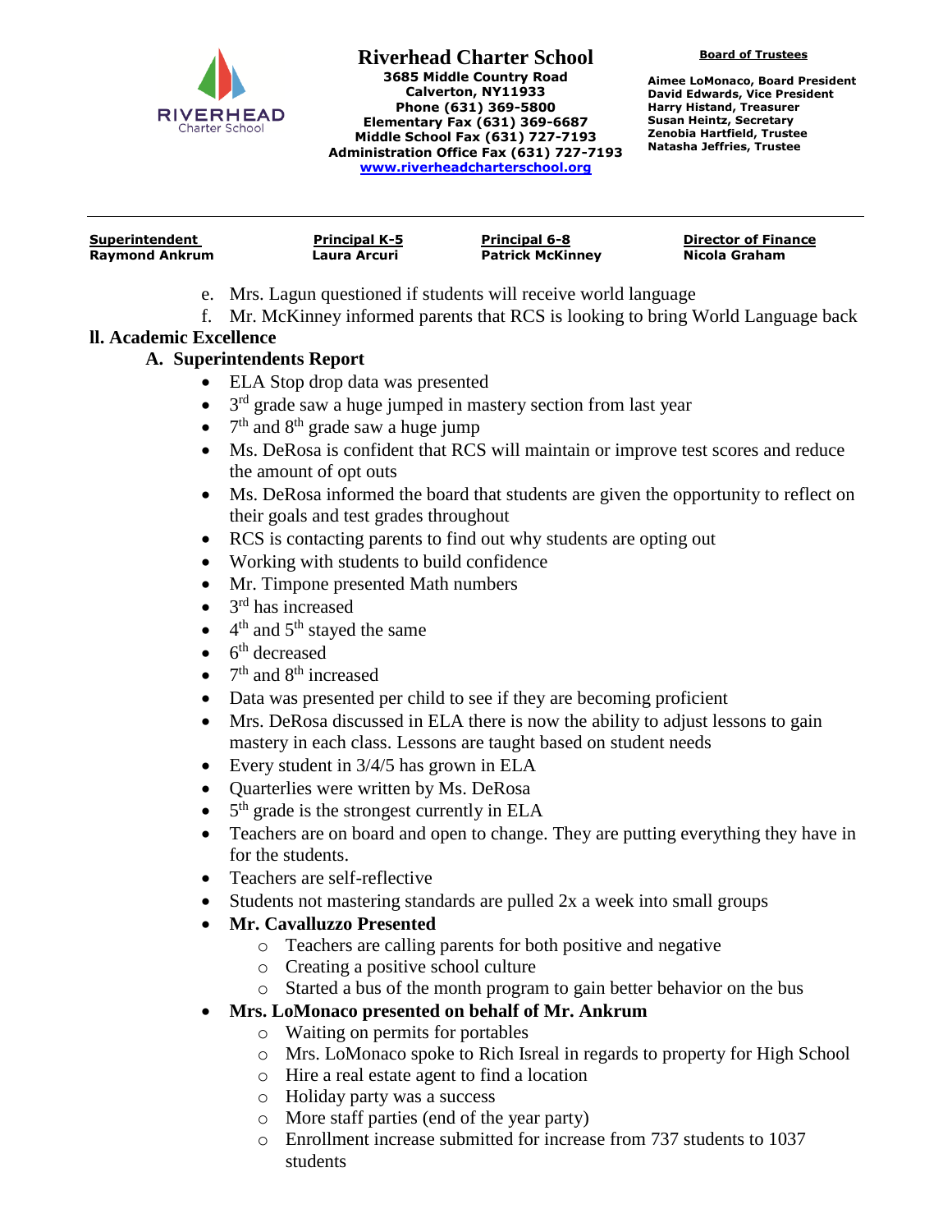e. Mrs. Lagun questioned if students will receive world language

f. Mr. McKinney informed parents that RCS is looking to bring World Language back

## ll. Academic Excellence

### A. Superintendents Report

- ELA Stop drop data was presented
- 3rd grade saw a huge jumped in mastery section from last year
- 7th and 8th grade saw a huge jump
- Ms. DeRosa is confident that RCS will maintain or improve test scores and reduce the amount of opt outs
- Ms. DeRosa informed the board that students are given the opportunity to reflect on their goals and test grades throughout
- RCS is contacting parents to find out why students are opting out
- Working with students to build confidence
- Mr. Timpone presented Math numbers
- 3rd has increased
- 4th and 5th stayed the same
- 6th decreased
- 7th and 8th increased
- Data was presented per child to see if they are becoming proficient
- Mrs. DeRosa discussed in ELA there is now the ability to adjust lessons to gain mastery in each class. Lessons are taught based on student needs
- Every student in 3/4/5 has grown in ELA
- Quarterlies were written by Ms. DeRosa
- 5th grade is the strongest currently in ELA
- Teachers are on board and open to change. They are putting everything they have in for the students.
- Teachers are self-reflective
- Students not mastering standards are pulled 2x a week into small groups
- **Mr. Cavalluzzo Presented**
  - Teachers are calling parents for both positive and negative
  - Creating a positive school culture
  - Started a bus of the month program to gain better behavior on the bus
- **Mrs. LoMonaco presented on behalf of Mr. Ankrum**
  - Waiting on permits for portables
  - Mrs. LoMonaco spoke to Rich Isreal in regards to property for High School
  - Hire a real estate agent to find a location
  - Holiday party was a success
  - More staff parties (end of the year party)
  - Enrollment increase submitted for increase from 737 students to 1037 students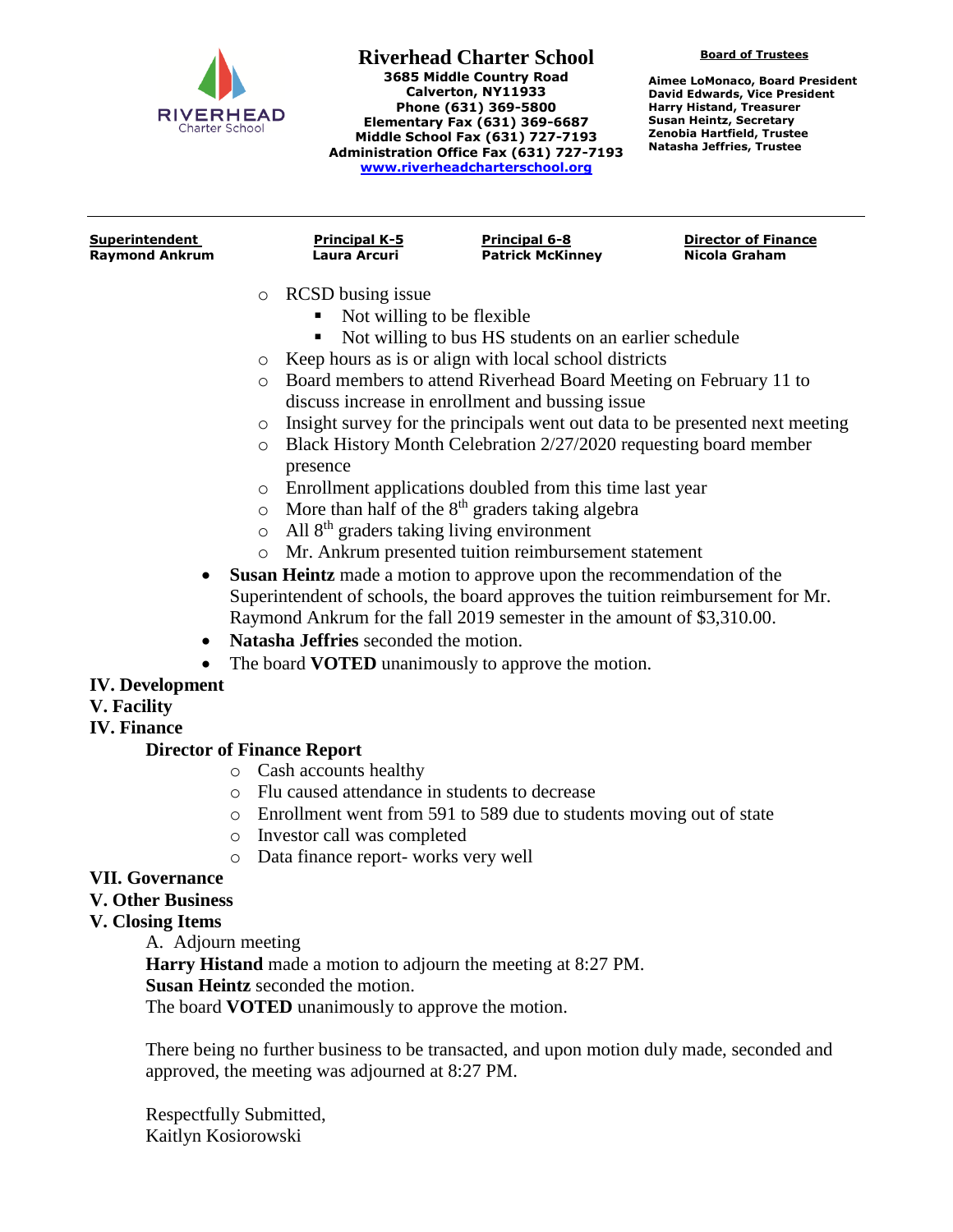**Riverhead Charter School**
**3685 Middle Country Road**
**Calverton, NY11933**
**Phone (631) 369-5800**
**Elementary Fax (631) 369-6687**
**Middle School Fax (631) 727-7193**
**Administration Office Fax (631) 727-7193**
**www.riverheadcharterschool.org**

**Board of Trustees**

**Aimee LoMonaco, Board President**
**David Edwards, Vice President**
**Harry Histand, Treasurer**
**Susan Heintz, Secretary**
**Zenobia Hartfield, Trustee**
**Natasha Jeffries, Trustee**

| **Superintendent** | **Principal K-5** | **Principal 6-8** | **Director of Finance** |
|---|---|---|---|
| **Raymond Ankrum** | **Laura Arcuri** | **Patrick McKinney** | **Nicola Graham** |

- RCSD busing issue
  - Not willing to be flexible
  - Not willing to bus HS students on an earlier schedule
- Keep hours as is or align with local school districts
- Board members to attend Riverhead Board Meeting on February 11 to discuss increase in enrollment and bussing issue
- Insight survey for the principals went out data to be presented next meeting
- Black History Month Celebration 2/27/2020 requesting board member presence
- Enrollment applications doubled from this time last year
- More than half of the 8th graders taking algebra
- All 8th graders taking living environment
- Mr. Ankrum presented tuition reimbursement statement

- **Susan Heintz** made a motion to approve upon the recommendation of the Superintendent of schools, the board approves the tuition reimbursement for Mr. Raymond Ankrum for the fall 2019 semester in the amount of $3,310.00.
- **Natasha Jeffries** seconded the motion.
- The board **VOTED** unanimously to approve the motion.

**IV. Development**

**V. Facility**

**IV. Finance**

**Director of Finance Report**

- Cash accounts healthy
- Flu caused attendance in students to decrease
- Enrollment went from 591 to 589 due to students moving out of state
- Investor call was completed
- Data finance report- works very well

**VII. Governance**

**V. Other Business**

**V. Closing Items**

A. Adjourn meeting

**Harry Histand** made a motion to adjourn the meeting at 8:27 PM.
**Susan Heintz** seconded the motion.
The board **VOTED** unanimously to approve the motion.

There being no further business to be transacted, and upon motion duly made, seconded and approved, the meeting was adjourned at 8:27 PM.

Respectfully Submitted,
Kaitlyn Kosiorowski